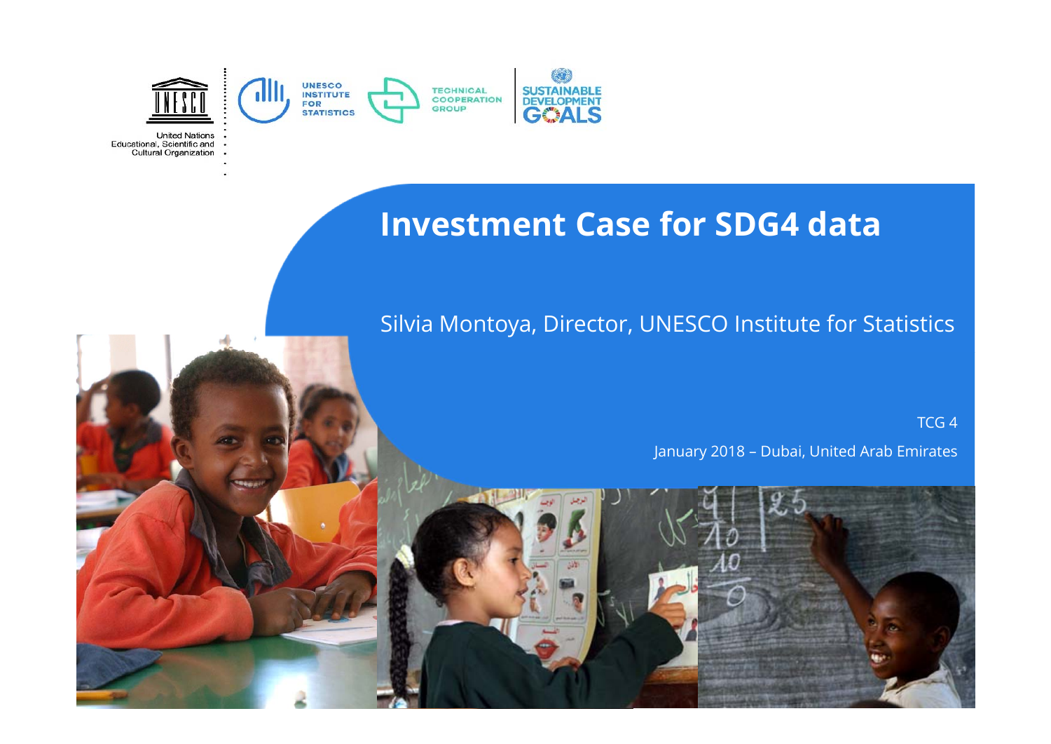# Investment Case for SDG4 data

Silvia Montoya, Director, UNESCO Institute for Statistics

TCG 4

January 2018 – Dubai, United Arab Emirates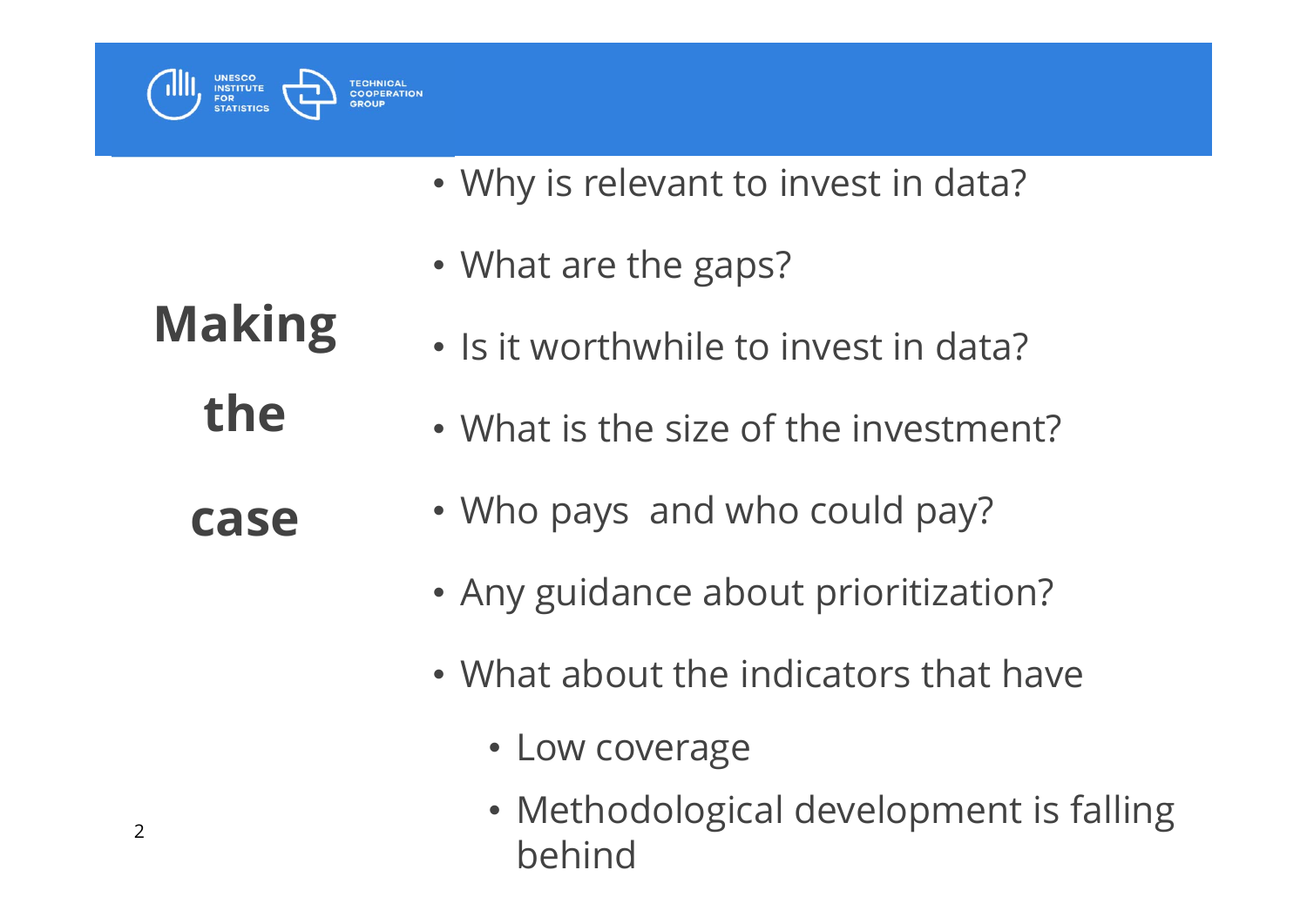# Making the case

- Why is relevant to invest in data?
- What are the gaps?
- Is it worthwhile to invest in data?
- What is the size of the investment?
- Who pays  and who could pay?
- Any guidance about prioritization?
- What about the indicators that have
  - Low coverage
  - Methodological development is falling behind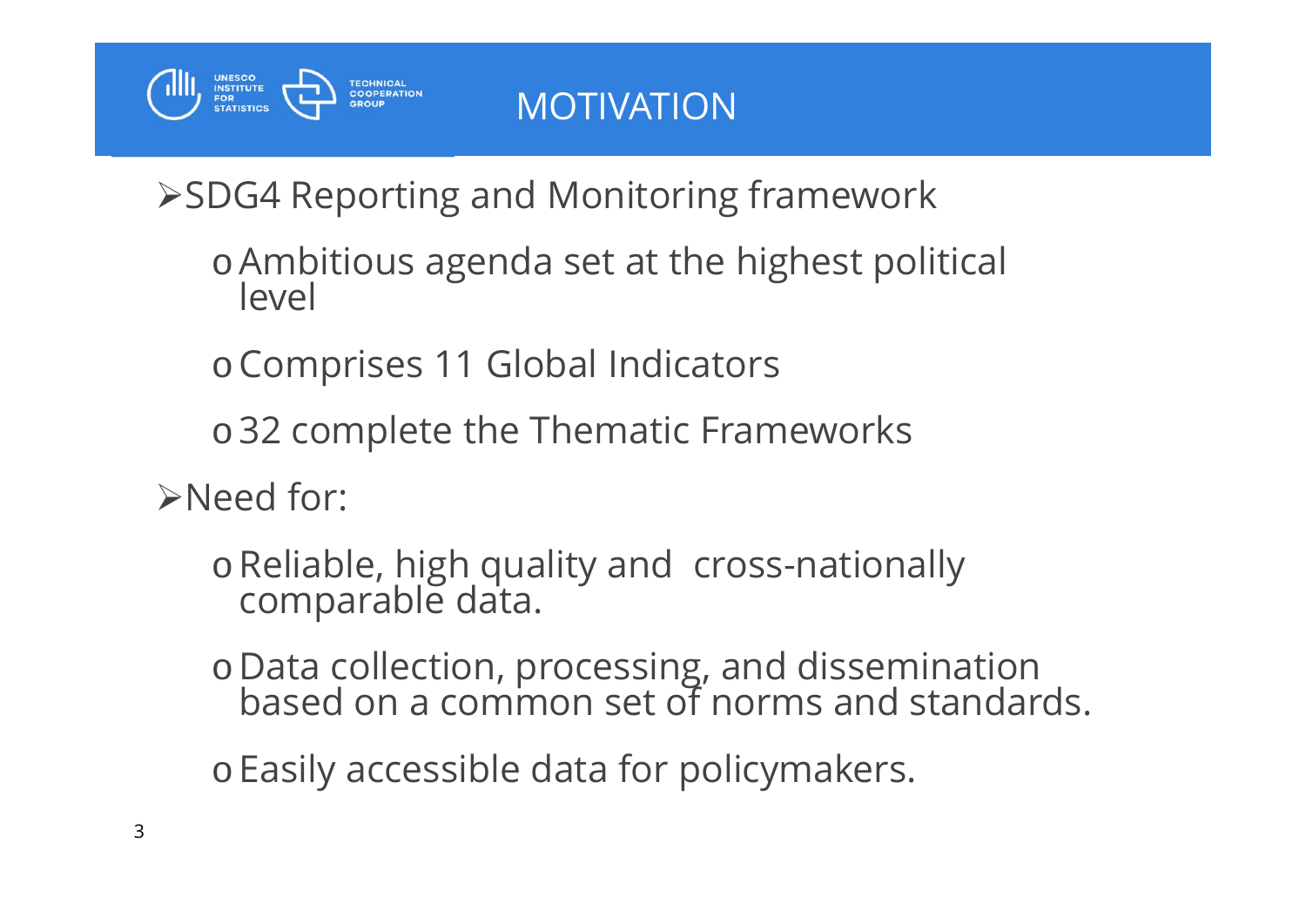# MOTIVATION

- SDG4 Reporting and Monitoring framework
  - Ambitious agenda set at the highest political level
  - Comprises 11 Global Indicators
  - 32 complete the Thematic Frameworks
- Need for:
  - Reliable, high quality and cross-nationally comparable data.
  - Data collection, processing, and dissemination based on a common set of norms and standards.
  - Easily accessible data for policymakers.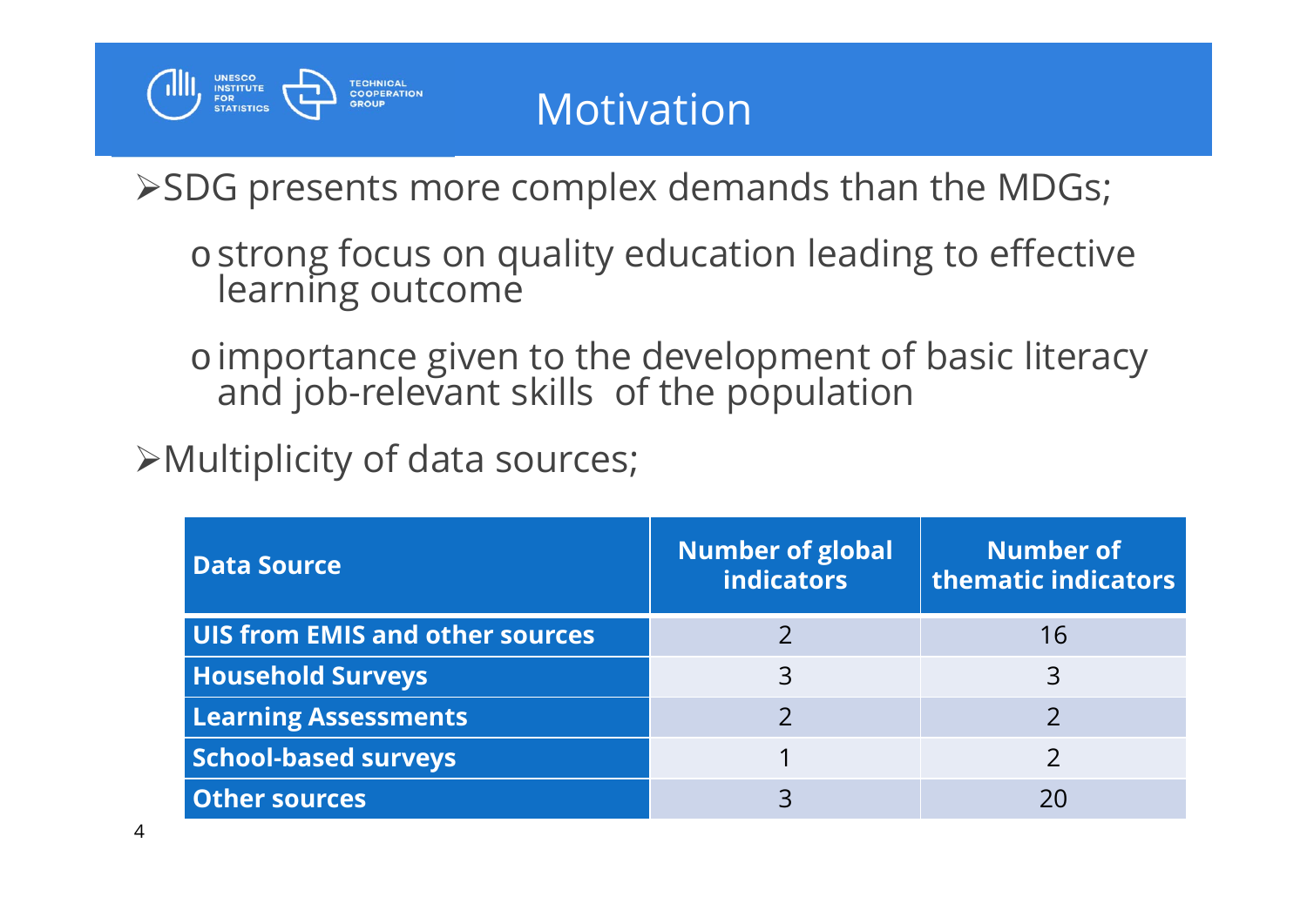# Motivation

- SDG presents more complex demands than the MDGs;
  - strong focus on quality education leading to effective learning outcome
  - importance given to the development of basic literacy and job-relevant skills of the population
- Multiplicity of data sources;

| Data Source | Number of global indicators | Number of thematic indicators |
|---|---|---|
| **UIS from EMIS and other sources** | 2 | 16 |
| **Household Surveys** | 3 | 3 |
| **Learning Assessments** | 2 | 2 |
| **School-based surveys** | 1 | 2 |
| **Other sources** | 3 | 20 |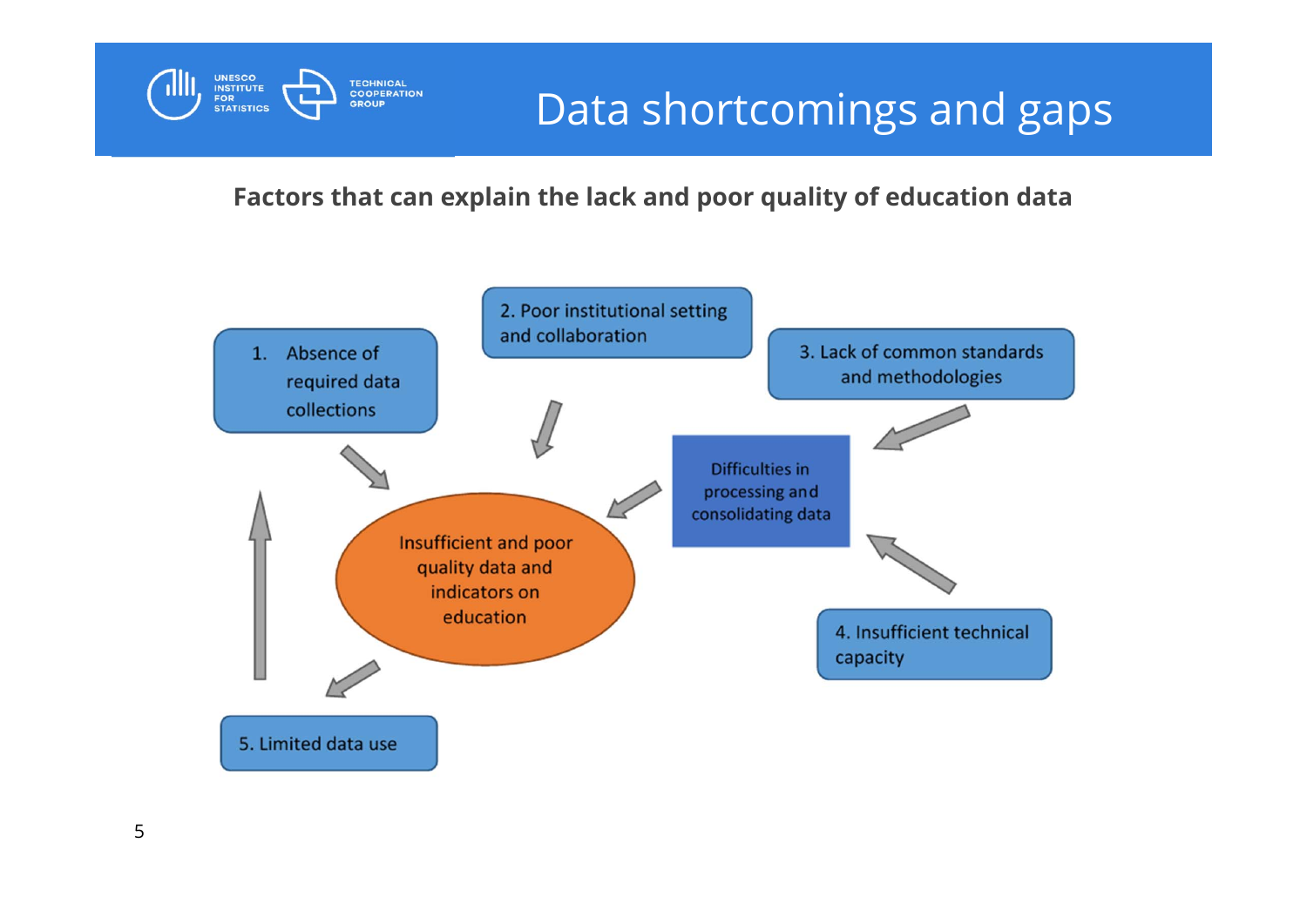# Data shortcomings and gaps

**Factors that can explain the lack and poor quality of education data**

1. Absence of required data collections
2. Poor institutional setting and collaboration
3. Lack of common standards and methodologies
4. Insufficient technical capacity
5. Limited data use

Difficulties in processing and consolidating data

Insufficient and poor quality data and indicators on education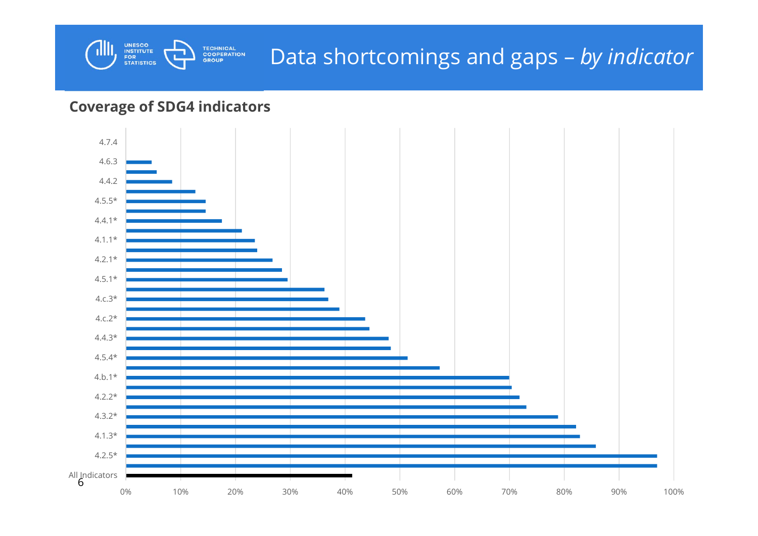# Data shortcomings and gaps – *by indicator*

## Coverage of SDG4 indicators

| Indicator | Coverage (approx.) |
|---|---|
| 4.7.4 | 0% |
| 4.6.3 | 5% |
| | 6% |
| 4.4.2 | 8% |
| | 13% |
| 4.5.5* | 15% |
| | 15% |
| 4.4.1* | 17% |
| | 21% |
| 4.1.1* | 24% |
| | 24% |
| 4.2.1* | 27% |
| | 28% |
| 4.5.1* | 30% |
| | 36% |
| 4.c.3* | 37% |
| | 39% |
| 4.c.2* | 44% |
| | 44% |
| 4.4.3* | 48% |
| | 48% |
| 4.5.4* | 51% |
| | 57% |
| 4.b.1* | 70% |
| | 70% |
| 4.2.2* | 72% |
| | 73% |
| 4.3.2* | 79% |
| | 82% |
| 4.1.3* | 83% |
| | 86% |
| 4.2.5* | 97% |
| | 97% |
| All Indicators | 41% |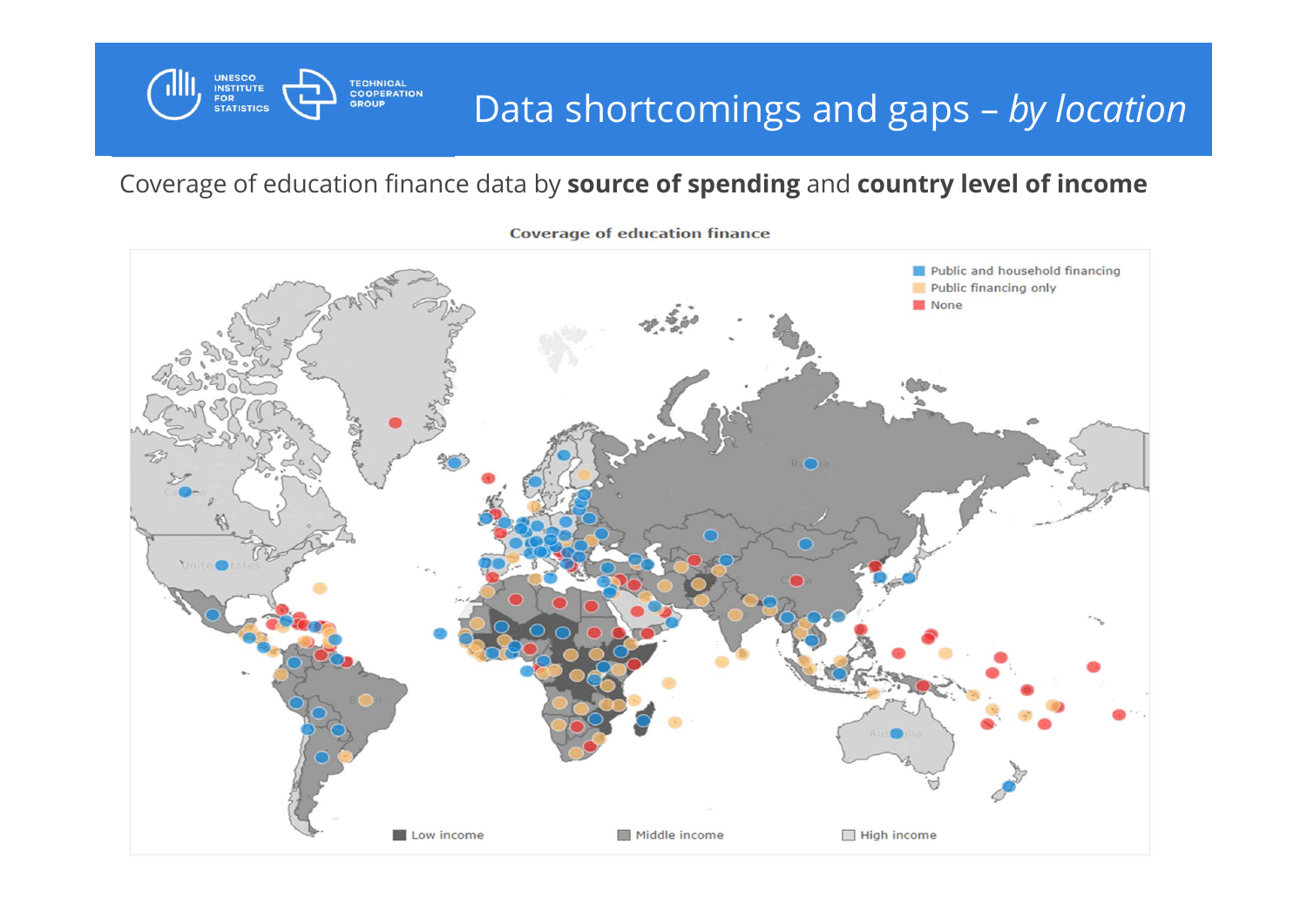# Data shortcomings and gaps – *by location*

Coverage of education finance data by **source of spending** and **country level of income**

Coverage of education finance

- Public and household financing
- Public financing only
- None

Low income | Middle income | High income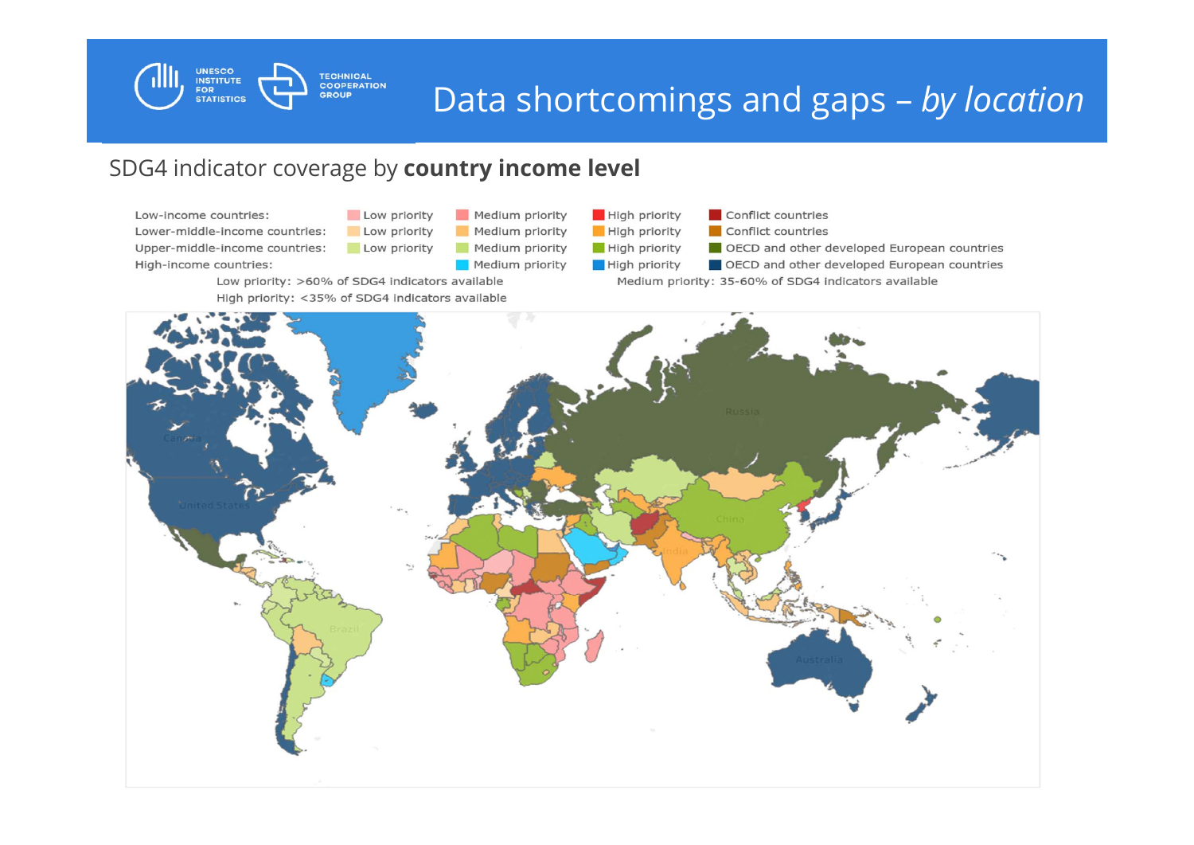# Data shortcomings and gaps – *by location*

SDG4 indicator coverage by **country income level**

| | | | | |
|---|---|---|---|---|
| Low-income countries: | Low priority | Medium priority | High priority | Conflict countries |
| Lower-middle-income countries: | Low priority | Medium priority | High priority | Conflict countries |
| Upper-middle-income countries: | Low priority | Medium priority | High priority | OECD and other developed European countries |
| High-income countries: | | Medium priority | High priority | OECD and other developed European countries |

Low priority: >60% of SDG4 indicators available

Medium priority: 35-60% of SDG4 indicators available

High priority: <35% of SDG4 indicators available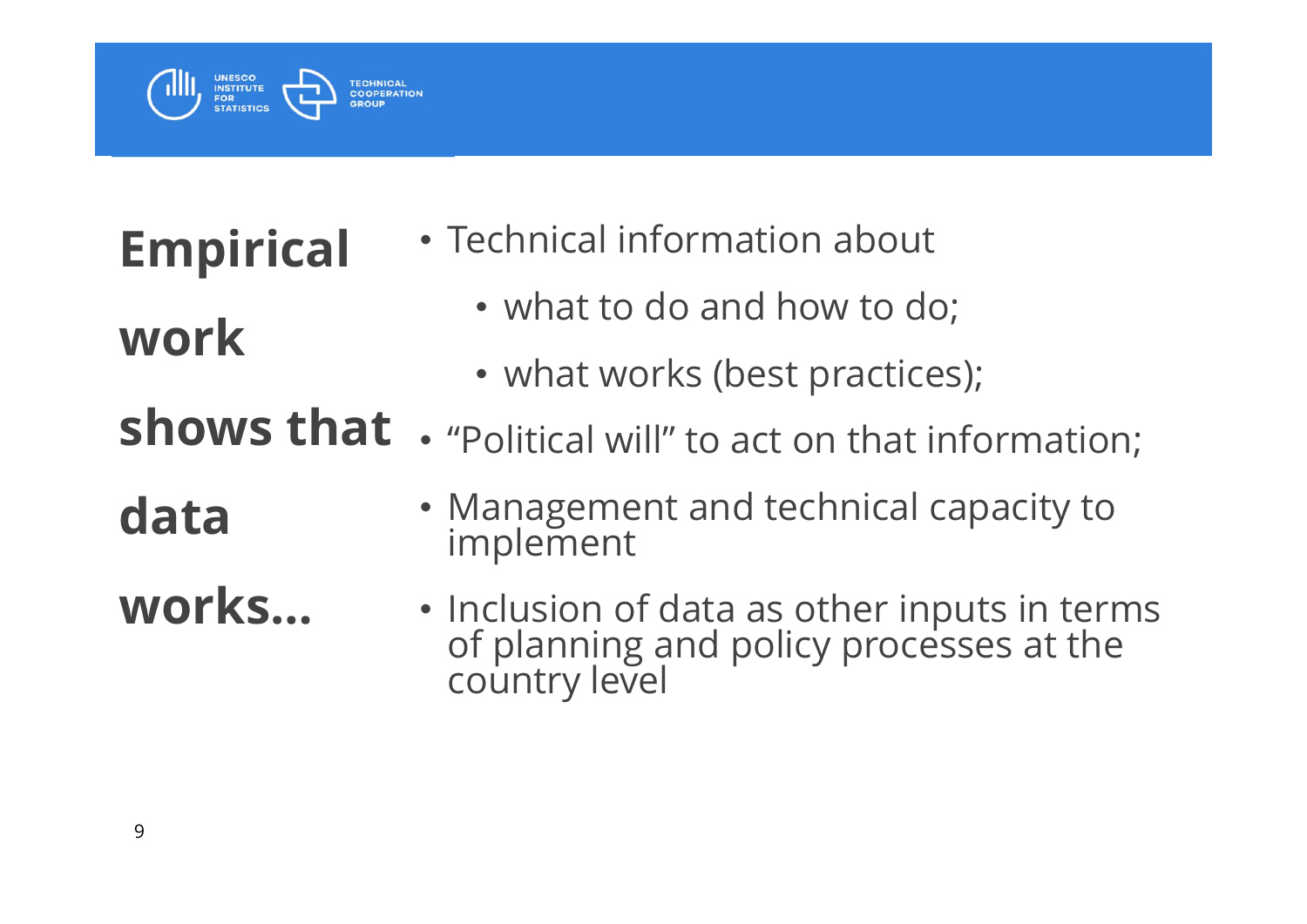**Empirical work shows that data works…**

- Technical information about
  - what to do and how to do;
  - what works (best practices);
- "Political will" to act on that information;
- Management and technical capacity to implement
- Inclusion of data as other inputs in terms of planning and policy processes at the country level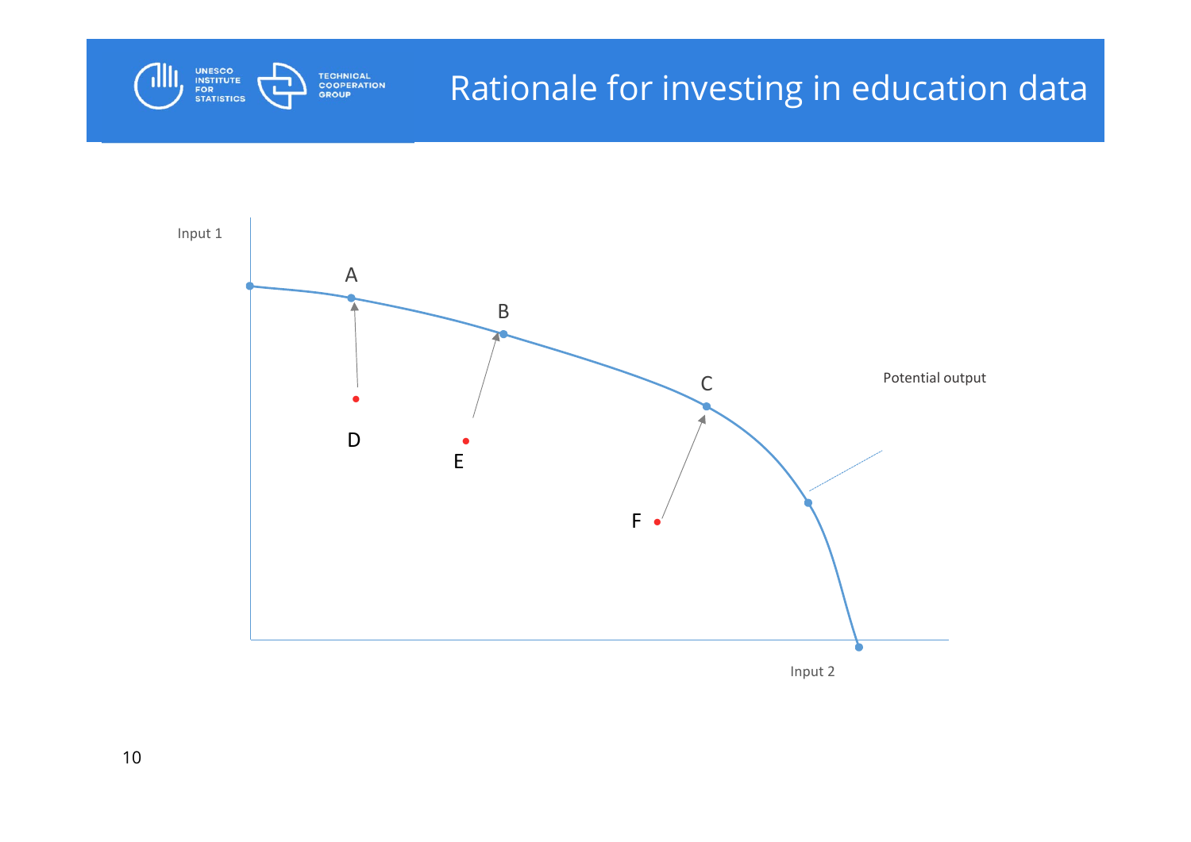# Rationale for investing in education data

Input 1

A

B

C

Potential output

D

E

F

Input 2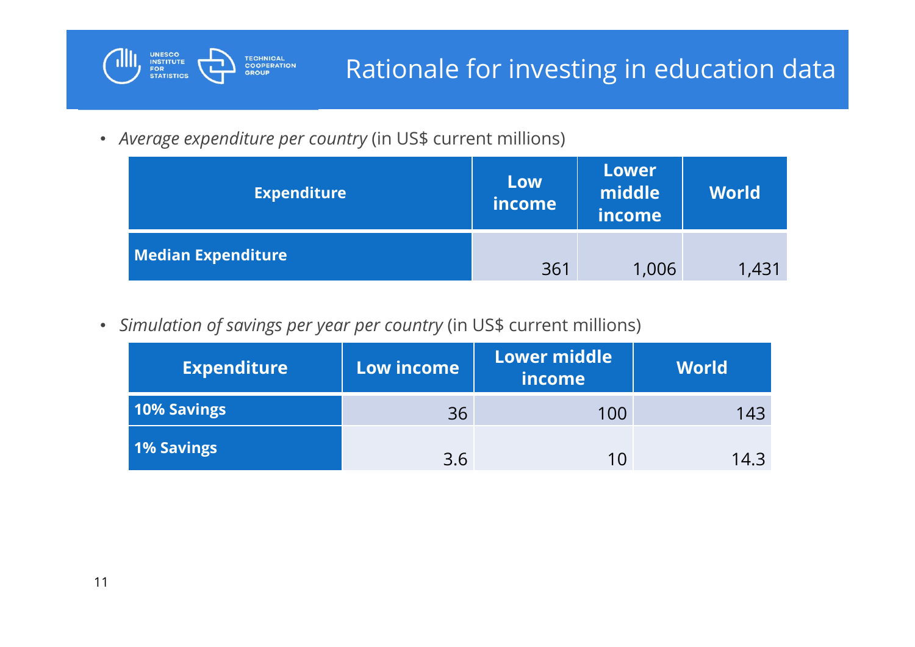# Rationale for investing in education data

- *Average expenditure per country* (in US$ current millions)

| Expenditure | Low income | Lower middle income | World |
|---|---|---|---|
| **Median Expenditure** | 361 | 1,006 | 1,431 |

- *Simulation of savings per year per country* (in US$ current millions)

| Expenditure | Low income | Lower middle income | World |
|---|---|---|---|
| **10% Savings** | 36 | 100 | 143 |
| **1% Savings** | 3.6 | 10 | 14.3 |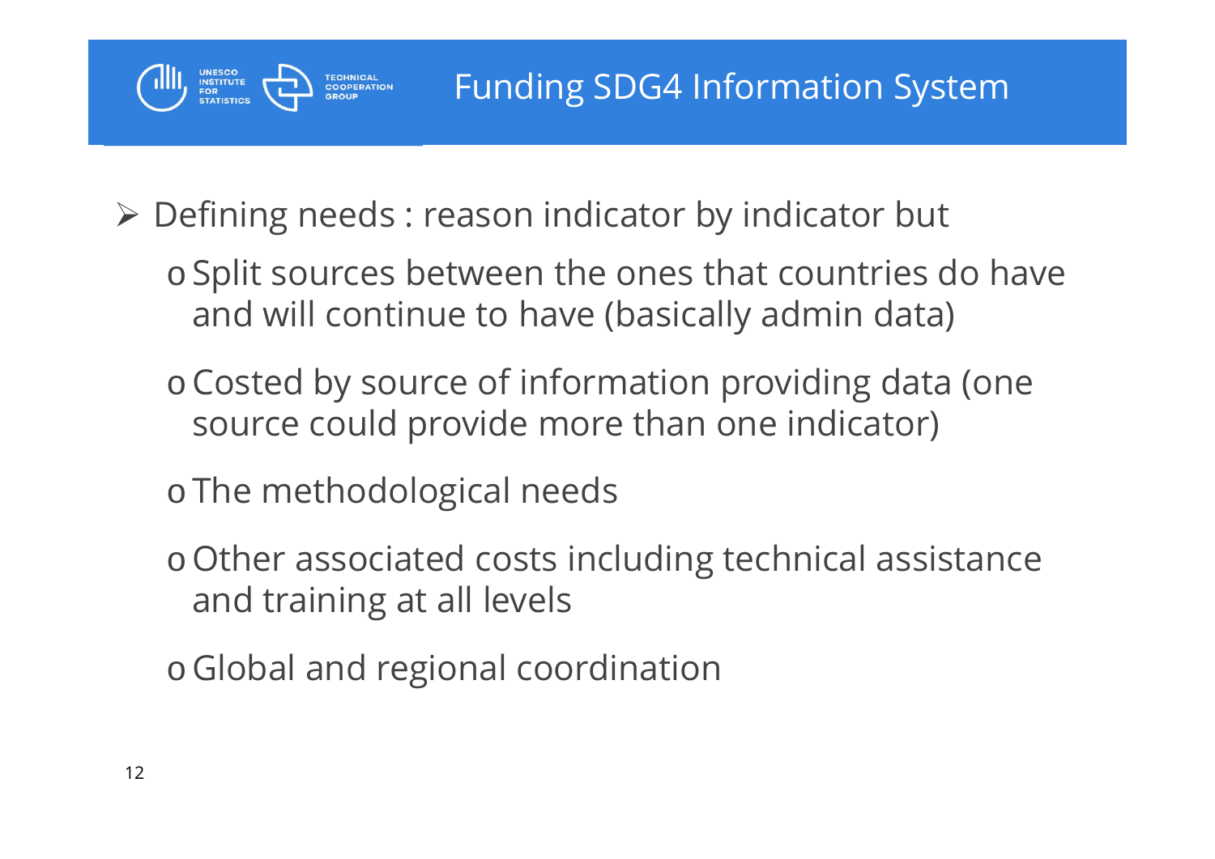# Funding SDG4 Information System

- Defining needs : reason indicator by indicator but
  - Split sources between the ones that countries do have and will continue to have (basically admin data)
  - Costed by source of information providing data (one source could provide more than one indicator)
  - The methodological needs
  - Other associated costs including technical assistance and training at all levels
  - Global and regional coordination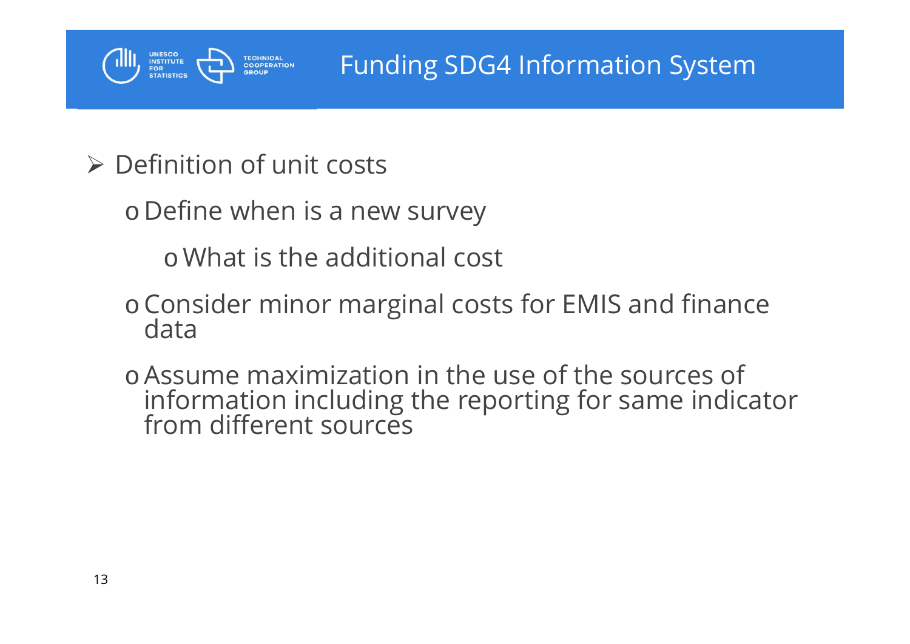# Funding SDG4 Information System

- Definition of unit costs
  - Define when is a new survey
    - What is the additional cost
  - Consider minor marginal costs for EMIS and finance data
  - Assume maximization in the use of the sources of information including the reporting for same indicator from different sources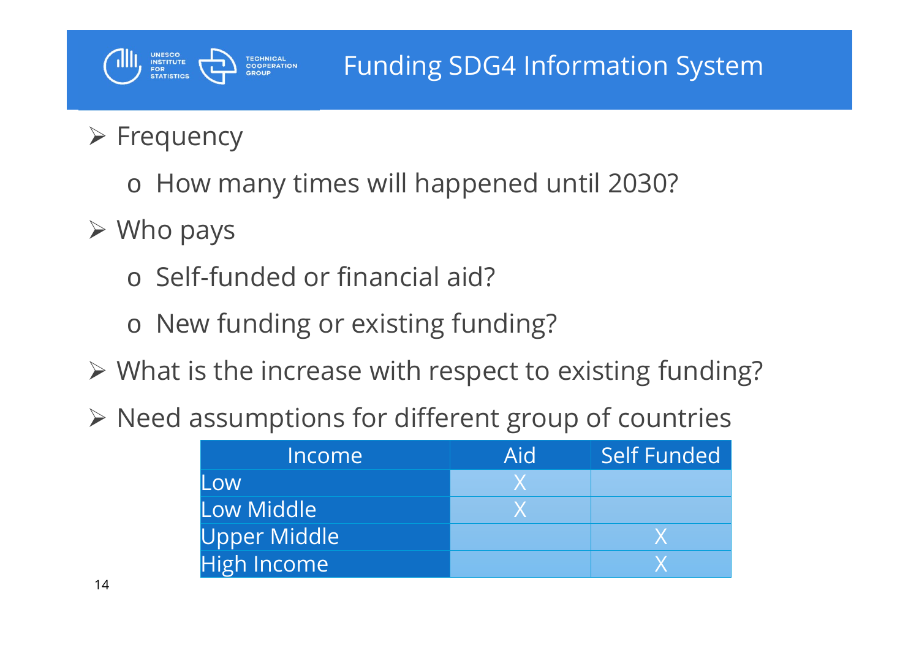# Funding SDG4 Information System

- Frequency
  - How many times will happened until 2030?
- Who pays
  - Self-funded or financial aid?
  - New funding or existing funding?
- What is the increase with respect to existing funding?
- Need assumptions for different group of countries

| Income | Aid | Self Funded |
|---|---|---|
| Low | X | |
| Low Middle | X | |
| Upper Middle | | X |
| High Income | | X |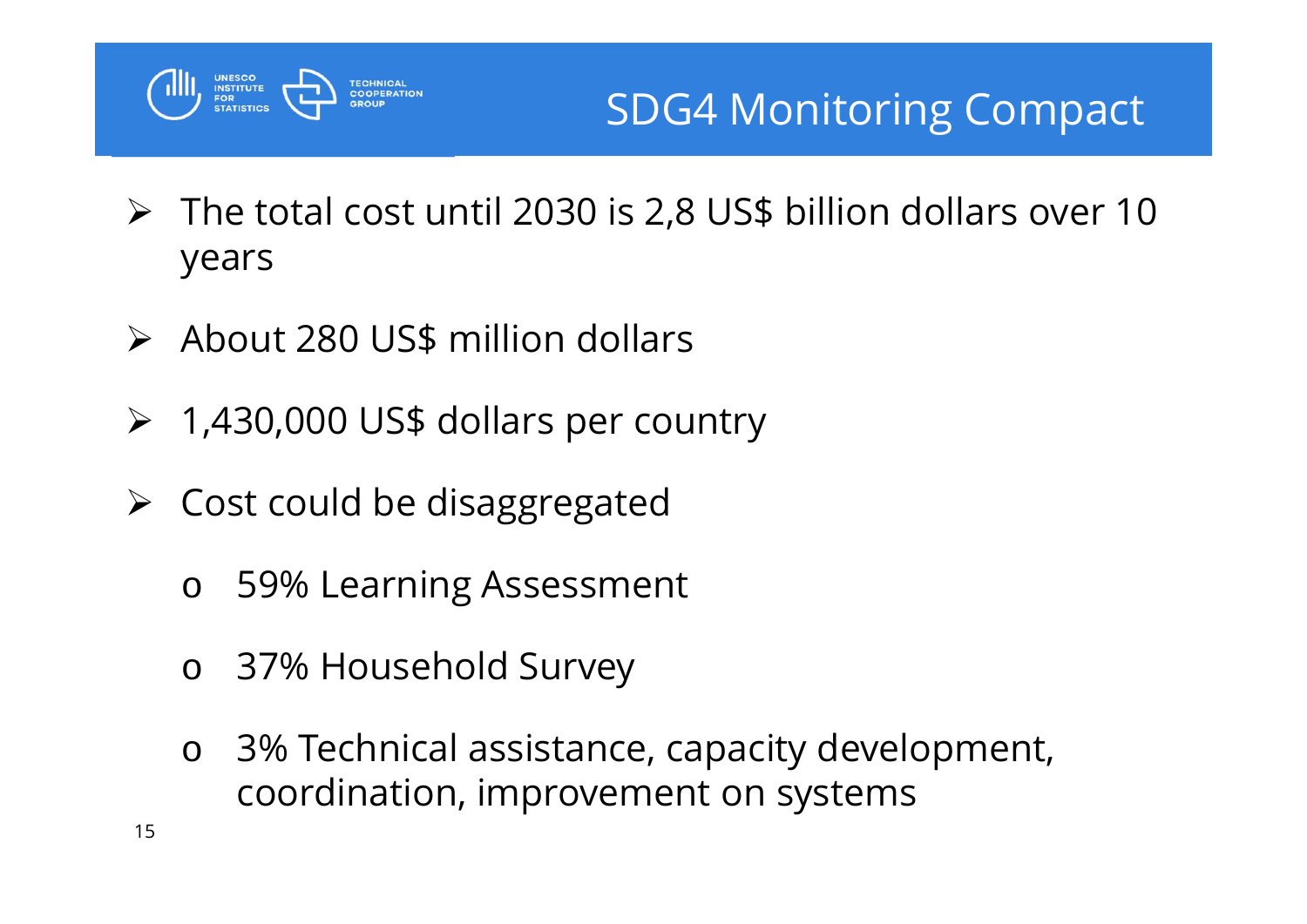# SDG4 Monitoring Compact

- The total cost until 2030 is 2,8 US$ billion dollars over 10 years
- About 280 US$ million dollars
- 1,430,000 US$ dollars per country
- Cost could be disaggregated
  - 59% Learning Assessment
  - 37% Household Survey
  - 3% Technical assistance, capacity development, coordination, improvement on systems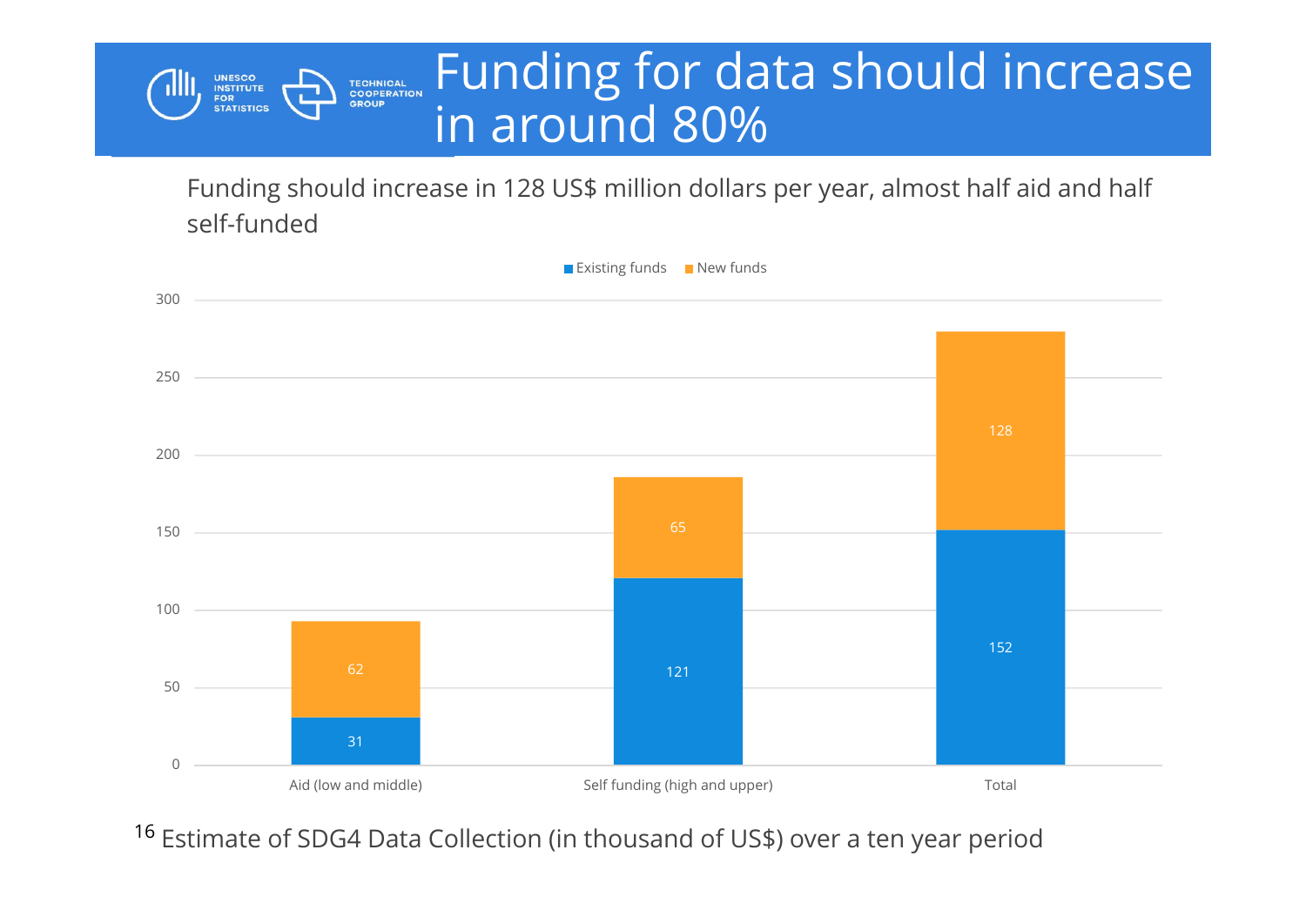# Funding for data should increase in around 80%

Funding should increase in 128 US$ million dollars per year, almost half aid and half self-funded

| | Existing funds | New funds |
|---|---|---|
| Aid (low and middle) | 31 | 62 |
| Self funding (high and upper) | 121 | 65 |
| Total | 152 | 128 |

Estimate of SDG4 Data Collection (in thousand of US$) over a ten year period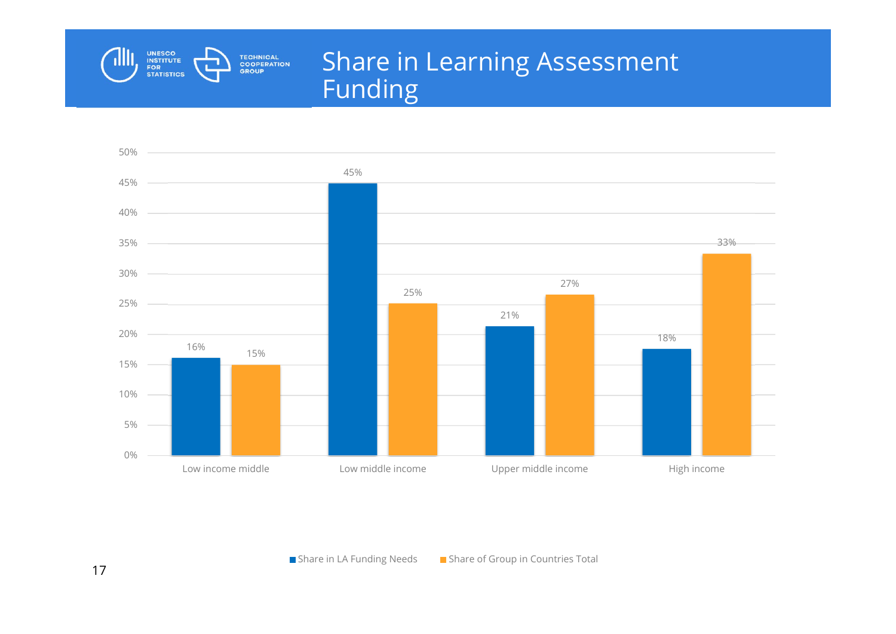# Share in Learning Assessment Funding

| | Share in LA Funding Needs | Share of Group in Countries Total |
|---|---|---|
| Low income middle | 16% | 15% |
| Low middle income | 45% | 25% |
| Upper middle income | 21% | 27% |
| High income | 18% | 33% |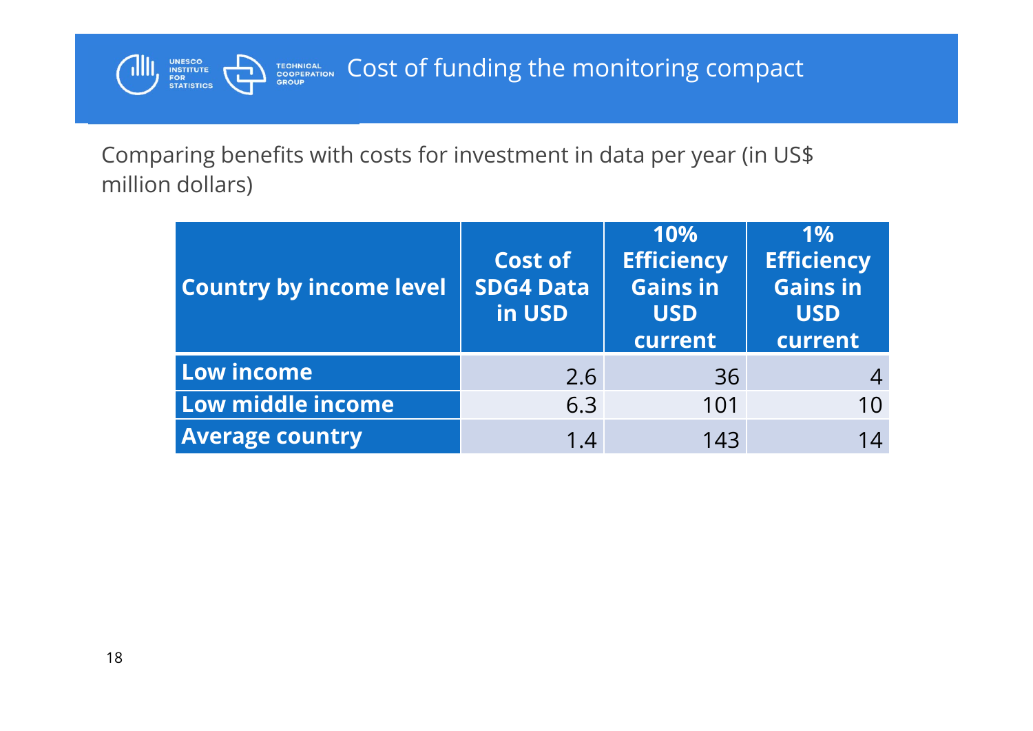# Cost of funding the monitoring compact

Comparing benefits with costs for investment in data per year (in US$ million dollars)

| Country by income level | Cost of SDG4 Data in USD | 10% Efficiency Gains in USD current | 1% Efficiency Gains in USD current |
|---|---|---|---|
| **Low income** | 2.6 | 36 | 4 |
| **Low middle income** | 6.3 | 101 | 10 |
| **Average country** | 1.4 | 143 | 14 |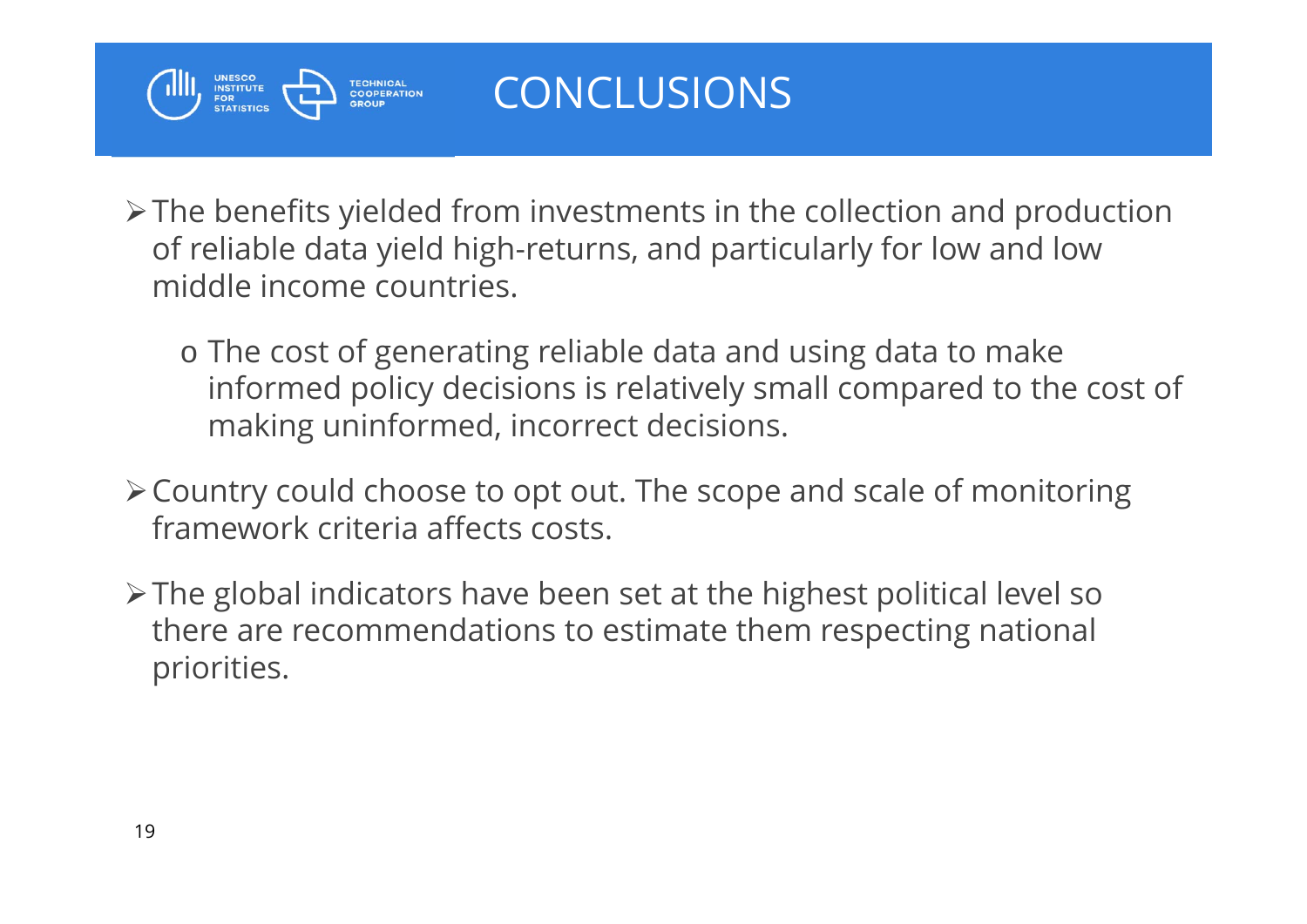# CONCLUSIONS

- The benefits yielded from investments in the collection and production of reliable data yield high-returns, and particularly for low and low middle income countries.
  - The cost of generating reliable data and using data to make informed policy decisions is relatively small compared to the cost of making uninformed, incorrect decisions.
- Country could choose to opt out. The scope and scale of monitoring framework criteria affects costs.
- The global indicators have been set at the highest political level so there are recommendations to estimate them respecting national priorities.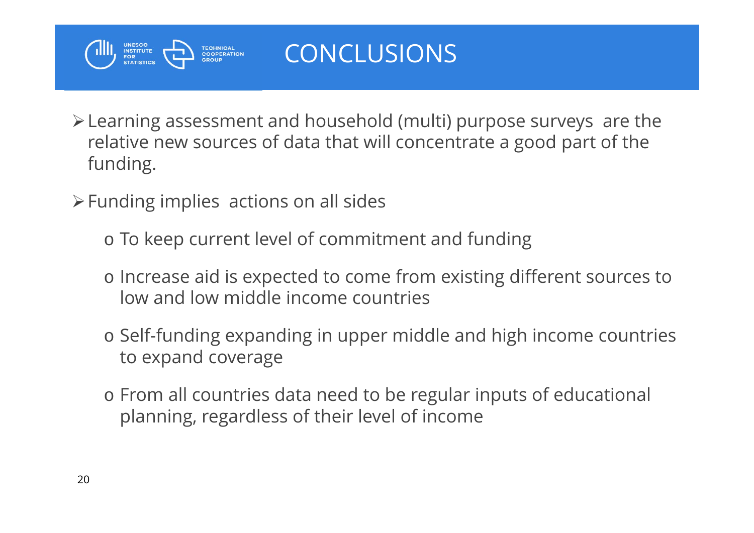# CONCLUSIONS

- Learning assessment and household (multi) purpose surveys are the relative new sources of data that will concentrate a good part of the funding.
- Funding implies actions on all sides
  - To keep current level of commitment and funding
  - Increase aid is expected to come from existing different sources to low and low middle income countries
  - Self-funding expanding in upper middle and high income countries to expand coverage
  - From all countries data need to be regular inputs of educational planning, regardless of their level of income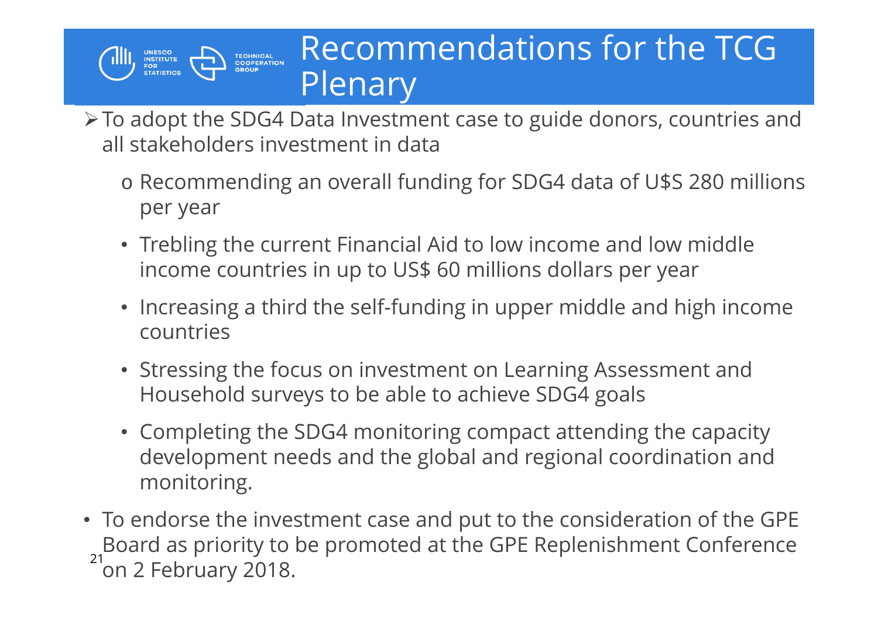# Recommendations for the TCG Plenary

- To adopt the SDG4 Data Investment case to guide donors, countries and all stakeholders investment in data
  - o Recommending an overall funding for SDG4 data of U$S 280 millions per year
  - Trebling the current Financial Aid to low income and low middle income countries in up to US$ 60 millions dollars per year
  - Increasing a third the self-funding in upper middle and high income countries
  - Stressing the focus on investment on Learning Assessment and Household surveys to be able to achieve SDG4 goals
  - Completing the SDG4 monitoring compact attending the capacity development needs and the global and regional coordination and monitoring.
- To endorse the investment case and put to the consideration of the GPE Board as priority to be promoted at the GPE Replenishment Conference on 2 February 2018.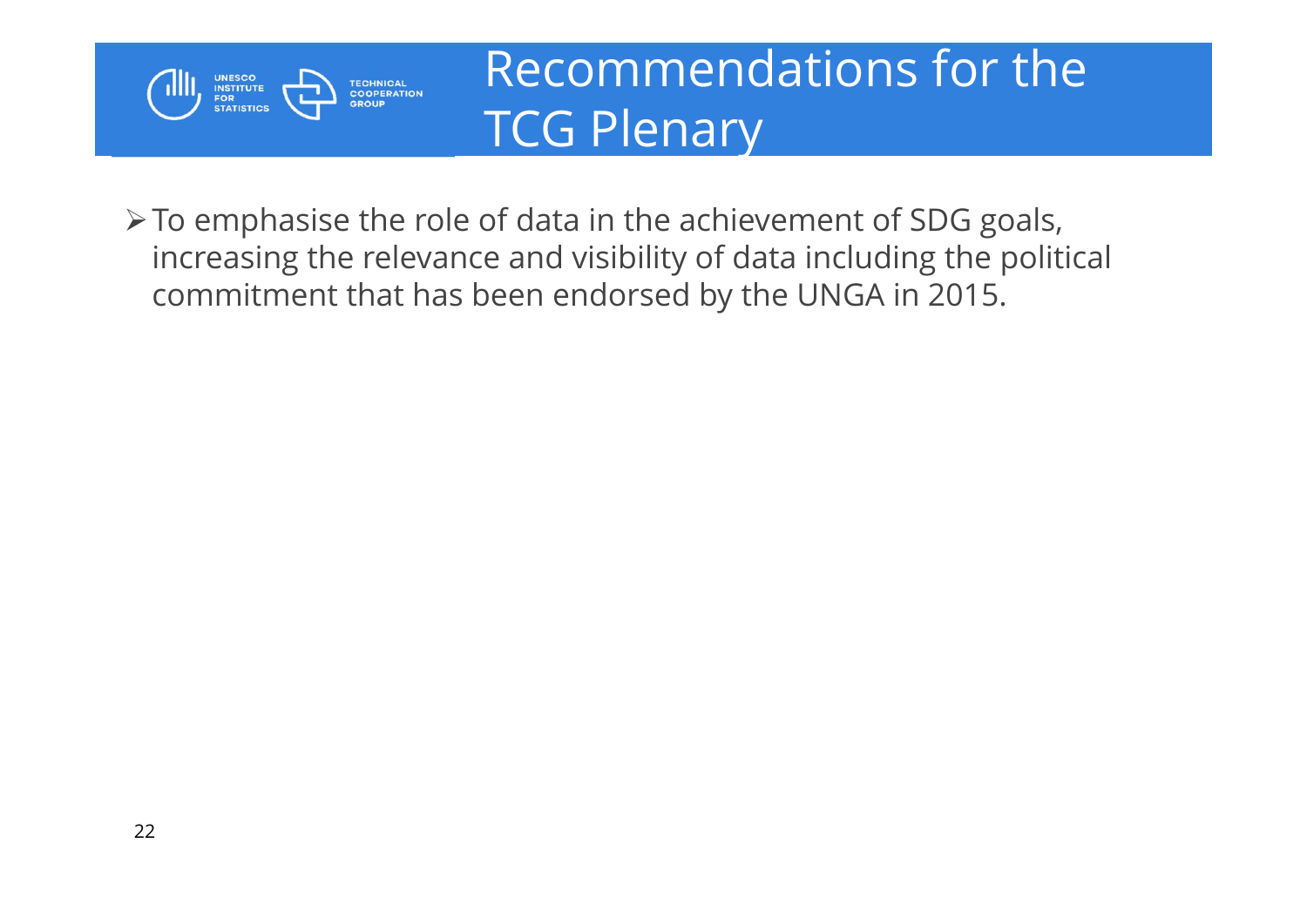# Recommendations for the TCG Plenary

- To emphasise the role of data in the achievement of SDG goals, increasing the relevance and visibility of data including the political commitment that has been endorsed by the UNGA in 2015.